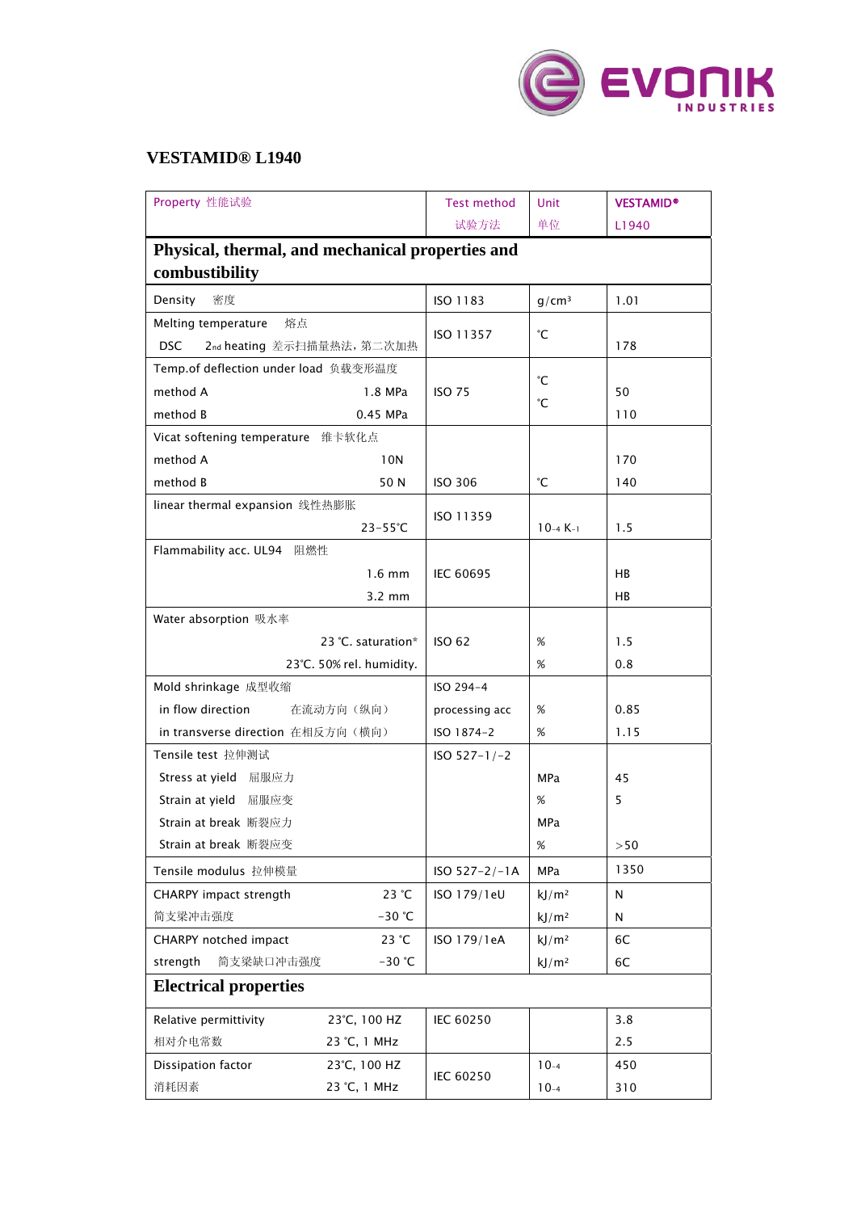# VESTAMID® L1940

| Property 性能试验 | Test method 试验方法 | Unit 单位 | VESTAMID® L1940 |
|---|---|---|---|
| **Physical, thermal, and mechanical properties and combustibility** | | | |
| Density 密度 | ISO 1183 | $g/cm^3$ | 1.01 |
| Melting temperature 熔点<br>DSC 2nd heating 差示扫描量热法，第二次加热 | ISO 11357 | °C | 178 |
| Temp.of deflection under load 负载变形温度 | ISO 75 | | |
| method A 1.8 MPa | | °C | 50 |
| method B 0.45 MPa | | °C | 110 |
| Vicat softening temperature 维卡软化点 | | | |
| method A 10N | | | 170 |
| method B 50 N | ISO 306 | °C | 140 |
| linear thermal expansion 线性热膨胀 23-55°C | ISO 11359 | $10^{-4}$ $K^{-1}$ | 1.5 |
| Flammability acc. UL94 阻燃性 | | | |
| 1.6 mm | IEC 60695 | | HB |
| 3.2 mm | | | HB |
| Water absorption 吸水率 | | | |
| 23 °C. saturation* | ISO 62 | % | 1.5 |
| 23°C. 50% rel. humidity. | | % | 0.8 |
| Mold shrinkage 成型收缩 | ISO 294-4 | | |
| in flow direction 在流动方向（纵向） | processing acc | % | 0.85 |
| in transverse direction 在相反方向（横向） | ISO 1874-2 | % | 1.15 |
| Tensile test 拉伸测试 | ISO 527-1/-2 | | |
| Stress at yield 屈服应力 | | MPa | 45 |
| Strain at yield 屈服应变 | | % | 5 |
| Strain at break 断裂应力 | | MPa | |
| Strain at break 断裂应变 | | % | >50 |
| Tensile modulus 拉伸模量 | ISO 527-2/-1A | MPa | 1350 |
| CHARPY impact strength 23 °C | ISO 179/1eU | $kJ/m^2$ | N |
| 简支梁冲击强度 -30 °C | | $kJ/m^2$ | N |
| CHARPY notched impact 23 °C | ISO 179/1eA | $kJ/m^2$ | 6C |
| strength 简支梁缺口冲击强度 -30 °C | | $kJ/m^2$ | 6C |
| **Electrical properties** | | | |
| Relative permittivity 23°C, 100 HZ | IEC 60250 | | 3.8 |
| 相对介电常数 23 °C, 1 MHz | | | 2.5 |
| Dissipation factor 23°C, 100 HZ | IEC 60250 | $10^{-4}$ | 450 |
| 消耗因素 23 °C, 1 MHz | | $10^{-4}$ | 310 |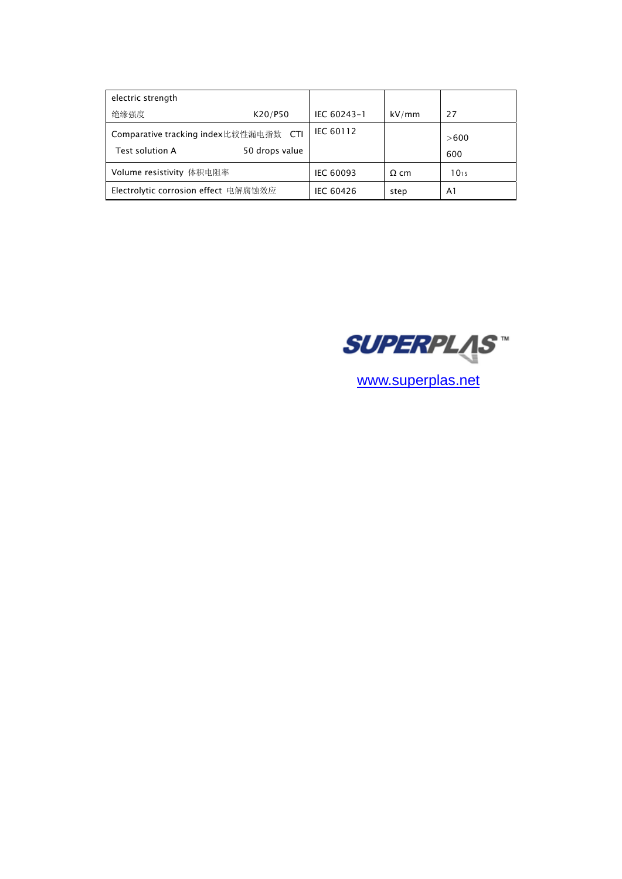| | | | |
|---|---|---|---|
| electric strength<br>绝缘强度 K20/P50 | IEC 60243-1 | kV/mm | 27 |
| Comparative tracking index比较性漏电指数 CTI<br>Test solution A 50 drops value | IEC 60112 | | >600<br>600 |
| Volume resistivity 体积电阻率 | IEC 60093 | Ω cm | $10^{15}$ |
| Electrolytic corrosion effect 电解腐蚀效应 | IEC 60426 | step | A1 |

SUPERPLAS™

www.superplas.net